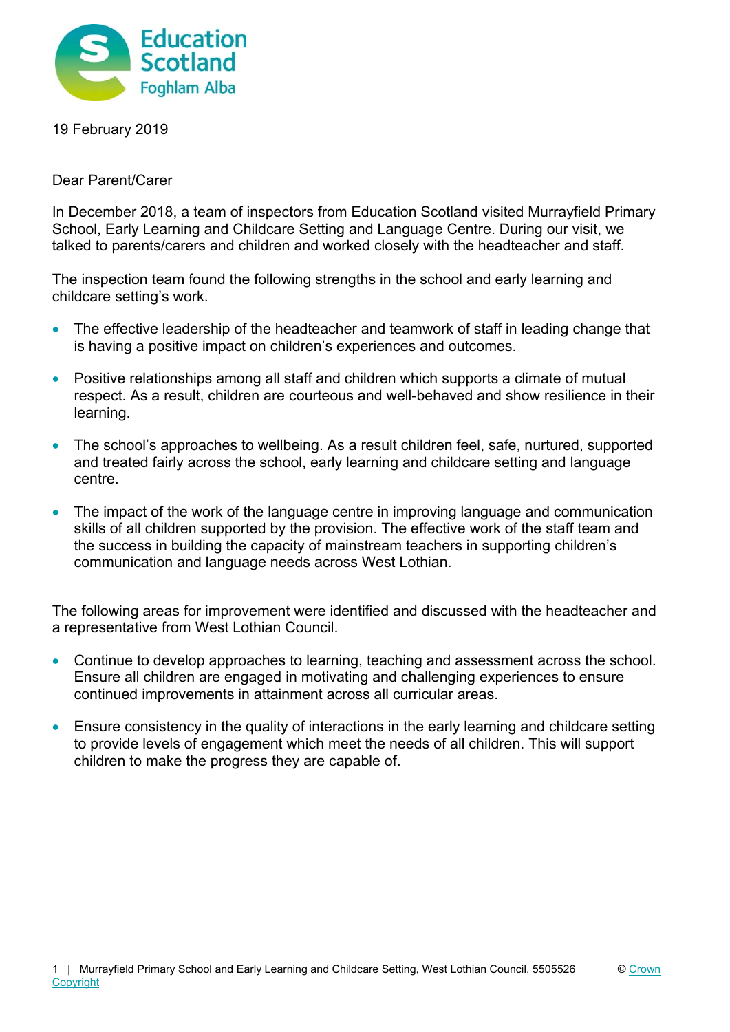19 February 2019

Dear Parent/Carer

In December 2018, a team of inspectors from Education Scotland visited Murrayfield Primary School, Early Learning and Childcare Setting and Language Centre. During our visit, we talked to parents/carers and children and worked closely with the headteacher and staff.

The inspection team found the following strengths in the school and early learning and childcare setting's work.

- The effective leadership of the headteacher and teamwork of staff in leading change that is having a positive impact on children's experiences and outcomes.
- Positive relationships among all staff and children which supports a climate of mutual respect. As a result, children are courteous and well-behaved and show resilience in their learning.
- The school's approaches to wellbeing. As a result children feel, safe, nurtured, supported and treated fairly across the school, early learning and childcare setting and language centre.
- The impact of the work of the language centre in improving language and communication skills of all children supported by the provision. The effective work of the staff team and the success in building the capacity of mainstream teachers in supporting children's communication and language needs across West Lothian.

The following areas for improvement were identified and discussed with the headteacher and a representative from West Lothian Council.

- Continue to develop approaches to learning, teaching and assessment across the school. Ensure all children are engaged in motivating and challenging experiences to ensure continued improvements in attainment across all curricular areas.
- Ensure consistency in the quality of interactions in the early learning and childcare setting to provide levels of engagement which meet the needs of all children. This will support children to make the progress they are capable of.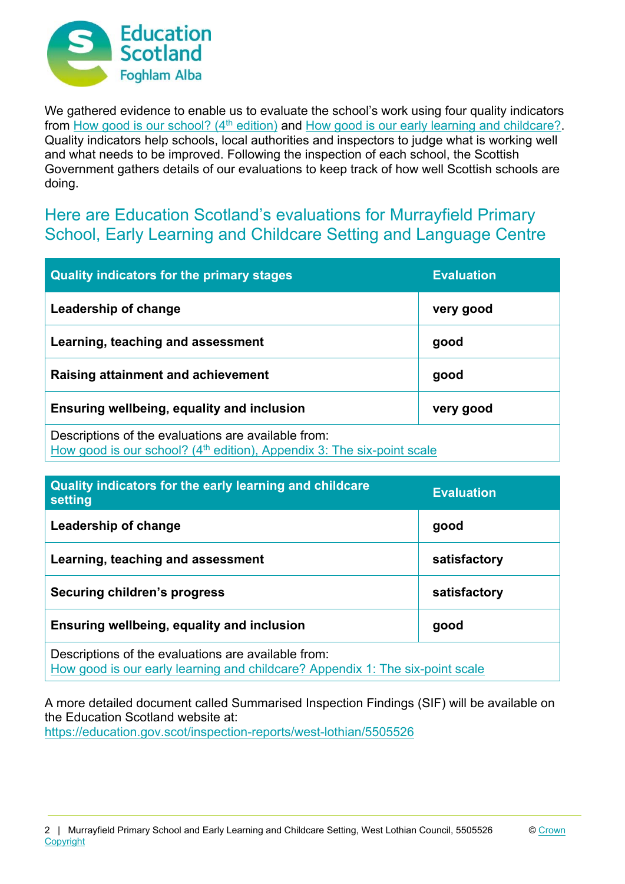We gathered evidence to enable us to evaluate the school's work using four quality indicators from How good is our school? (4th edition) and How good is our early learning and childcare?. Quality indicators help schools, local authorities and inspectors to judge what is working well and what needs to be improved. Following the inspection of each school, the Scottish Government gathers details of our evaluations to keep track of how well Scottish schools are doing.

## Here are Education Scotland's evaluations for Murrayfield Primary School, Early Learning and Childcare Setting and Language Centre

| Quality indicators for the primary stages | Evaluation |
|---|---|
| **Leadership of change** | **very good** |
| **Learning, teaching and assessment** | **good** |
| **Raising attainment and achievement** | **good** |
| **Ensuring wellbeing, equality and inclusion** | **very good** |
| Descriptions of the evaluations are available from: How good is our school? (4th edition), Appendix 3: The six-point scale | |

| Quality indicators for the early learning and childcare setting | Evaluation |
|---|---|
| **Leadership of change** | **good** |
| **Learning, teaching and assessment** | **satisfactory** |
| **Securing children's progress** | **satisfactory** |
| **Ensuring wellbeing, equality and inclusion** | **good** |
| Descriptions of the evaluations are available from: How good is our early learning and childcare? Appendix 1: The six-point scale | |

A more detailed document called Summarised Inspection Findings (SIF) will be available on the Education Scotland website at:
https://education.gov.scot/inspection-reports/west-lothian/5505526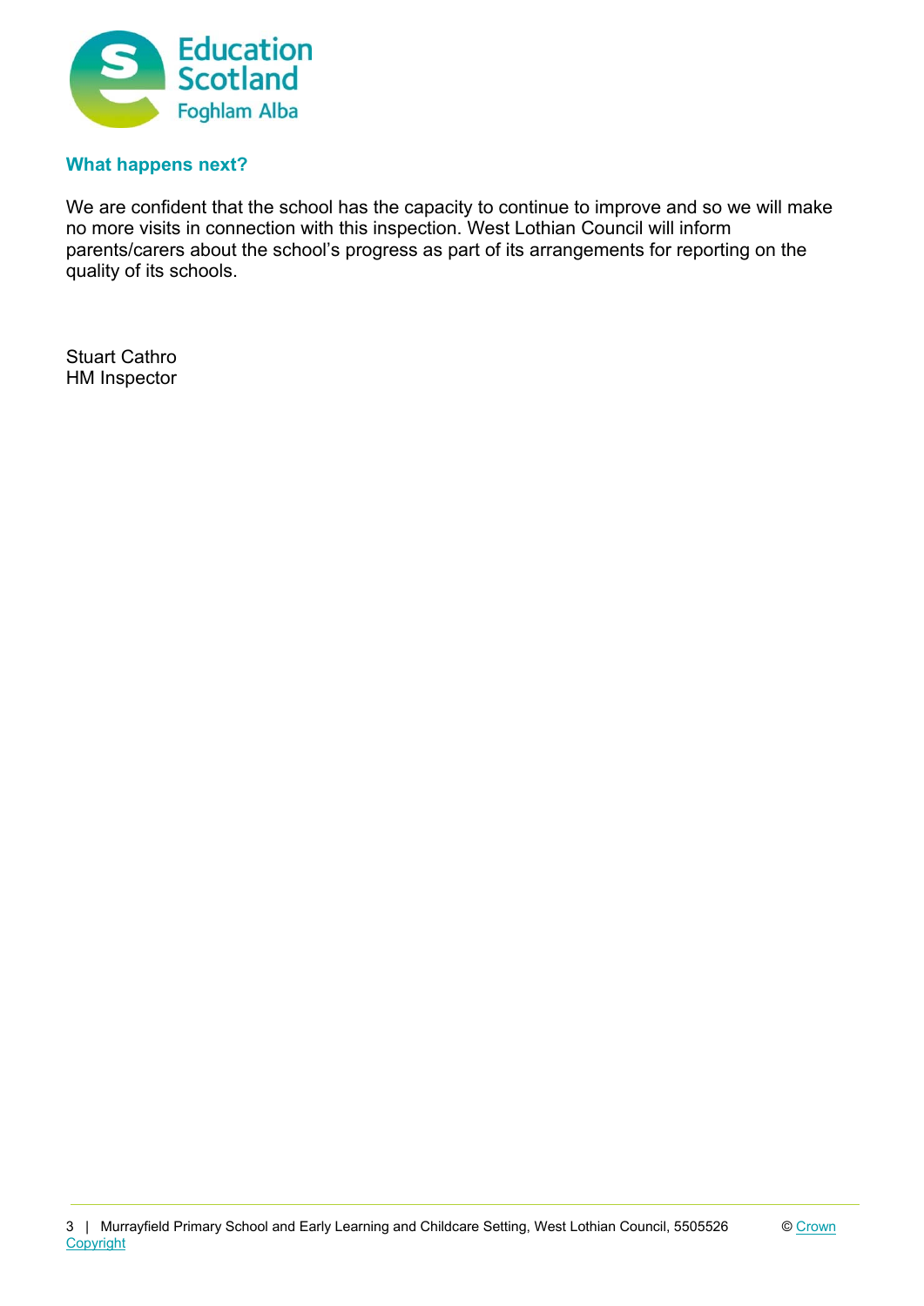## What happens next?

We are confident that the school has the capacity to continue to improve and so we will make no more visits in connection with this inspection. West Lothian Council will inform parents/carers about the school's progress as part of its arrangements for reporting on the quality of its schools.

Stuart Cathro
HM Inspector